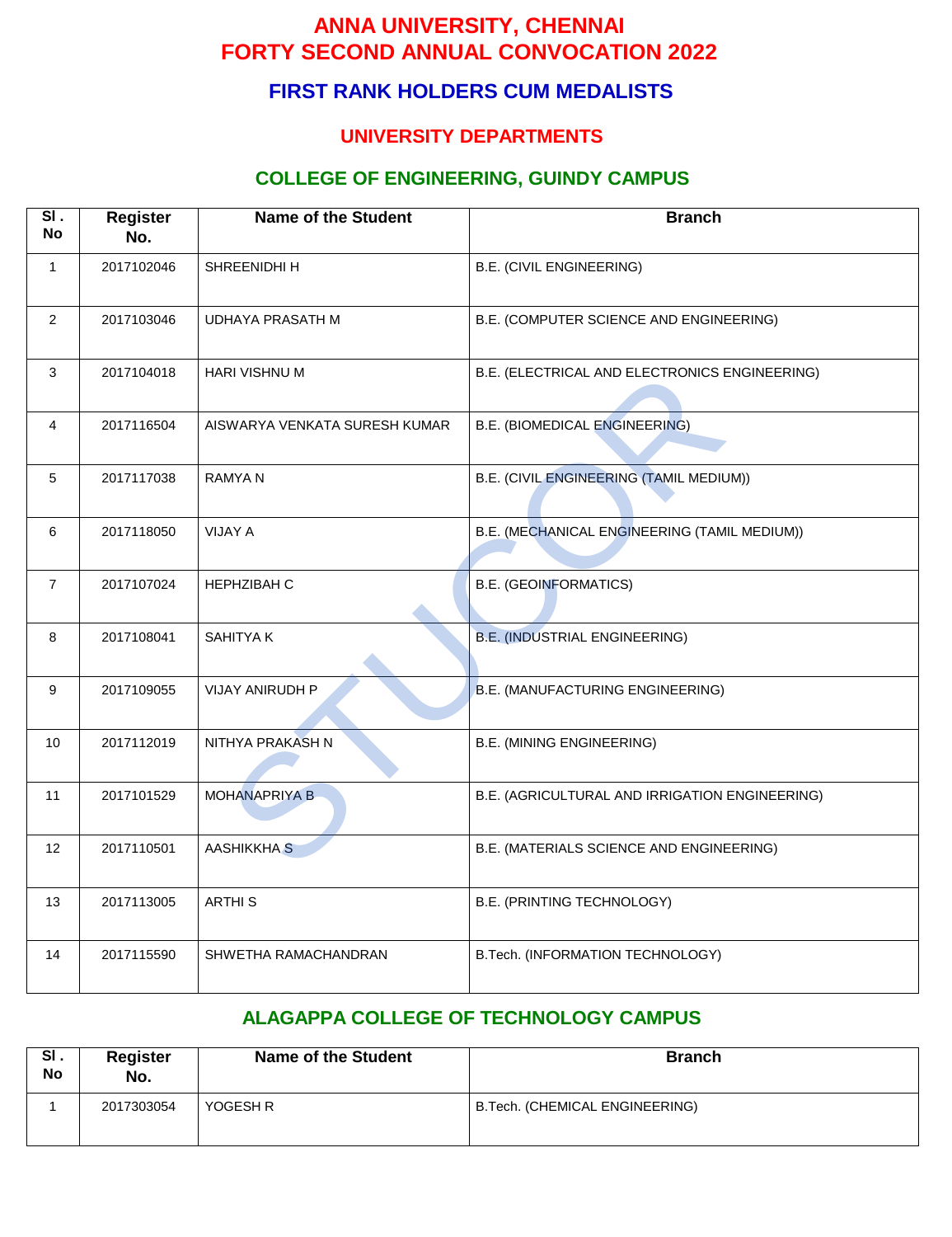# ANNA UNIVERSITY, CHENNAI
# FORTY SECOND ANNUAL CONVOCATION 2022

## FIRST RANK HOLDERS CUM MEDALISTS

### UNIVERSITY DEPARTMENTS

### COLLEGE OF ENGINEERING, GUINDY CAMPUS

| Sl . No | Register No. | Name of the Student | Branch |
|---|---|---|---|
| 1 | 2017102046 | SHREENIDHI H | B.E. (CIVIL ENGINEERING) |
| 2 | 2017103046 | UDHAYA PRASATH M | B.E. (COMPUTER SCIENCE AND ENGINEERING) |
| 3 | 2017104018 | HARI VISHNU M | B.E. (ELECTRICAL AND ELECTRONICS ENGINEERING) |
| 4 | 2017116504 | AISWARYA VENKATA SURESH KUMAR | B.E. (BIOMEDICAL ENGINEERING) |
| 5 | 2017117038 | RAMYA N | B.E. (CIVIL ENGINEERING (TAMIL MEDIUM)) |
| 6 | 2017118050 | VIJAY A | B.E. (MECHANICAL ENGINEERING (TAMIL MEDIUM)) |
| 7 | 2017107024 | HEPHZIBAH C | B.E. (GEOINFORMATICS) |
| 8 | 2017108041 | SAHITYA K | B.E. (INDUSTRIAL ENGINEERING) |
| 9 | 2017109055 | VIJAY ANIRUDH P | B.E. (MANUFACTURING ENGINEERING) |
| 10 | 2017112019 | NITHYA PRAKASH N | B.E. (MINING ENGINEERING) |
| 11 | 2017101529 | MOHANAPRIYA B | B.E. (AGRICULTURAL AND IRRIGATION ENGINEERING) |
| 12 | 2017110501 | AASHIKKHA S | B.E. (MATERIALS SCIENCE AND ENGINEERING) |
| 13 | 2017113005 | ARTHI S | B.E. (PRINTING TECHNOLOGY) |
| 14 | 2017115590 | SHWETHA RAMACHANDRAN | B.Tech. (INFORMATION TECHNOLOGY) |

### ALAGAPPA COLLEGE OF TECHNOLOGY CAMPUS

| Sl . No | Register No. | Name of the Student | Branch |
|---|---|---|---|
| 1 | 2017303054 | YOGESH R | B.Tech. (CHEMICAL ENGINEERING) |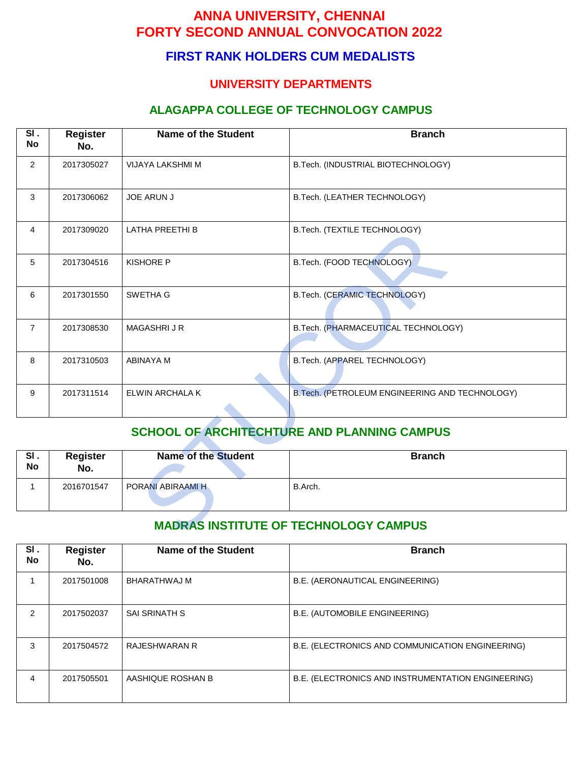# ANNA UNIVERSITY, CHENNAI
# FORTY SECOND ANNUAL CONVOCATION 2022

## FIRST RANK HOLDERS CUM MEDALISTS

### UNIVERSITY DEPARTMENTS

### ALAGAPPA COLLEGE OF TECHNOLOGY CAMPUS

| Sl . No | Register No. | Name of the Student | Branch |
|---|---|---|---|
| 2 | 2017305027 | VIJAYA LAKSHMI M | B.Tech. (INDUSTRIAL BIOTECHNOLOGY) |
| 3 | 2017306062 | JOE ARUN J | B.Tech. (LEATHER TECHNOLOGY) |
| 4 | 2017309020 | LATHA PREETHI B | B.Tech. (TEXTILE TECHNOLOGY) |
| 5 | 2017304516 | KISHORE P | B.Tech. (FOOD TECHNOLOGY) |
| 6 | 2017301550 | SWETHA G | B.Tech. (CERAMIC TECHNOLOGY) |
| 7 | 2017308530 | MAGASHRI J R | B.Tech. (PHARMACEUTICAL TECHNOLOGY) |
| 8 | 2017310503 | ABINAYA M | B.Tech. (APPAREL TECHNOLOGY) |
| 9 | 2017311514 | ELWIN ARCHALA K | B.Tech. (PETROLEUM ENGINEERING AND TECHNOLOGY) |

### SCHOOL OF ARCHITECHTURE AND PLANNING CAMPUS

| Sl . No | Register No. | Name of the Student | Branch |
|---|---|---|---|
| 1 | 2016701547 | PORANI ABIRAAMI H | B.Arch. |

### MADRAS INSTITUTE OF TECHNOLOGY CAMPUS

| Sl . No | Register No. | Name of the Student | Branch |
|---|---|---|---|
| 1 | 2017501008 | BHARATHWAJ M | B.E. (AERONAUTICAL ENGINEERING) |
| 2 | 2017502037 | SAI SRINATH S | B.E. (AUTOMOBILE ENGINEERING) |
| 3 | 2017504572 | RAJESHWARAN R | B.E. (ELECTRONICS AND COMMUNICATION ENGINEERING) |
| 4 | 2017505501 | AASHIQUE ROSHAN B | B.E. (ELECTRONICS AND INSTRUMENTATION ENGINEERING) |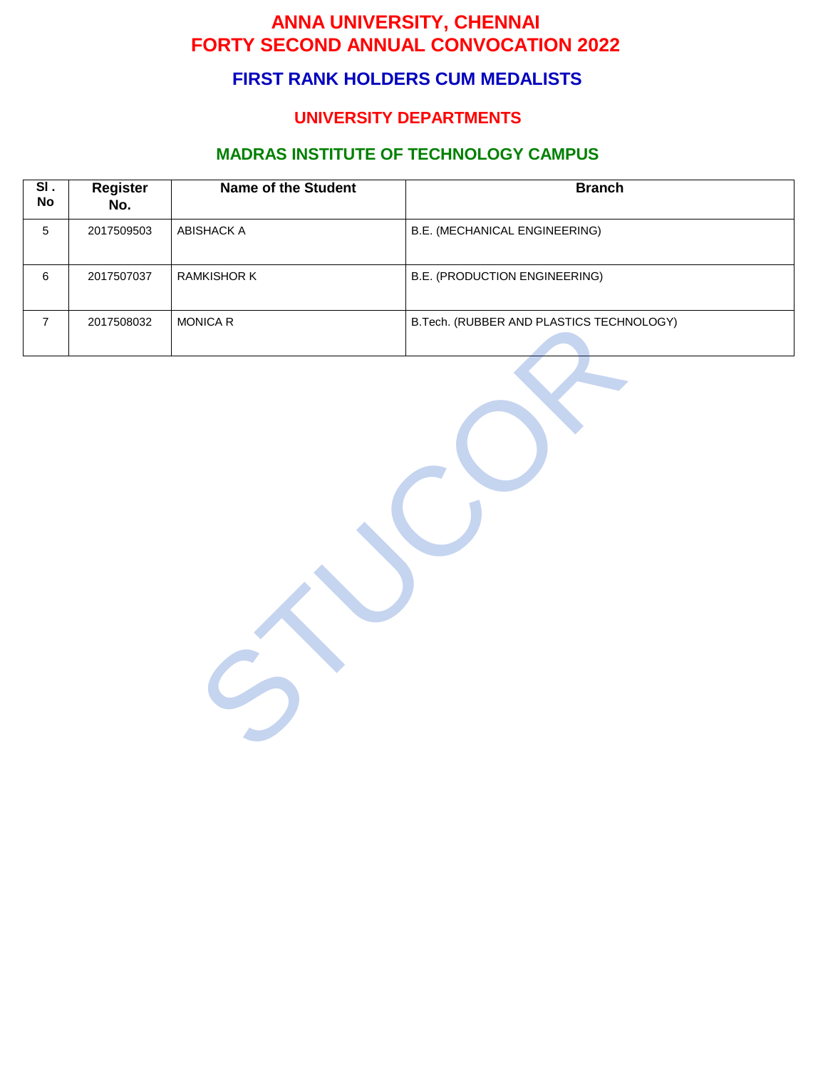# ANNA UNIVERSITY, CHENNAI
# FORTY SECOND ANNUAL CONVOCATION 2022

## FIRST RANK HOLDERS CUM MEDALISTS

### UNIVERSITY DEPARTMENTS

### MADRAS INSTITUTE OF TECHNOLOGY CAMPUS

| Sl . No | Register No. | Name of the Student | Branch |
|---|---|---|---|
| 5 | 2017509503 | ABISHACK A | B.E. (MECHANICAL ENGINEERING) |
| 6 | 2017507037 | RAMKISHOR K | B.E. (PRODUCTION ENGINEERING) |
| 7 | 2017508032 | MONICA R | B.Tech. (RUBBER AND PLASTICS TECHNOLOGY) |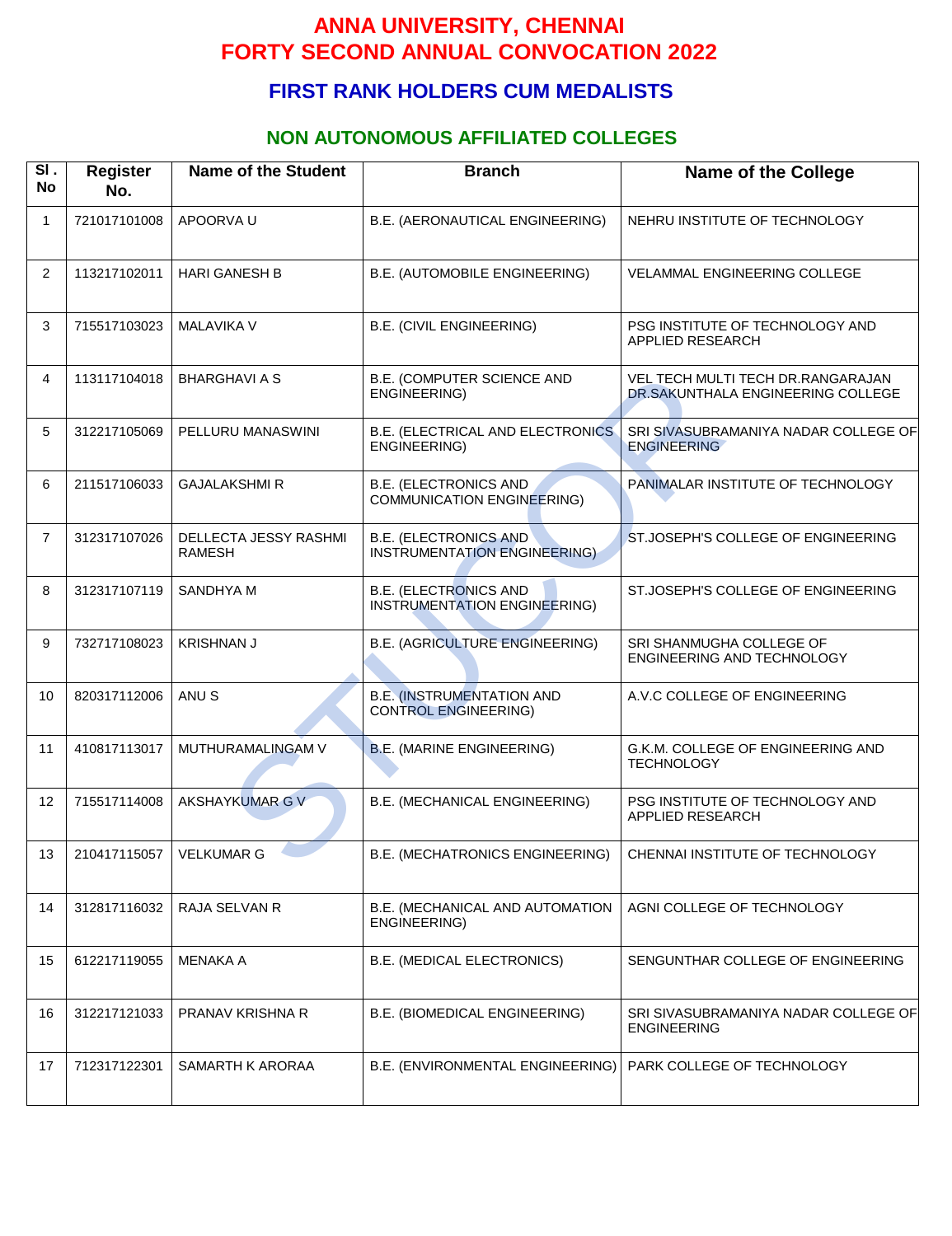# ANNA UNIVERSITY, CHENNAI
# FORTY SECOND ANNUAL CONVOCATION 2022

## FIRST RANK HOLDERS CUM MEDALISTS

### NON AUTONOMOUS AFFILIATED COLLEGES

| Sl . No | Register No. | Name of the Student | Branch | Name of the College |
|---|---|---|---|---|
| 1 | 721017101008 | APOORVA U | B.E. (AERONAUTICAL ENGINEERING) | NEHRU INSTITUTE OF TECHNOLOGY |
| 2 | 113217102011 | HARI GANESH B | B.E. (AUTOMOBILE ENGINEERING) | VELAMMAL ENGINEERING COLLEGE |
| 3 | 715517103023 | MALAVIKA V | B.E. (CIVIL ENGINEERING) | PSG INSTITUTE OF TECHNOLOGY AND APPLIED RESEARCH |
| 4 | 113117104018 | BHARGHAVI A S | B.E. (COMPUTER SCIENCE AND ENGINEERING) | VEL TECH MULTI TECH DR.RANGARAJAN DR.SAKUNTHALA ENGINEERING COLLEGE |
| 5 | 312217105069 | PELLURU MANASWINI | B.E. (ELECTRICAL AND ELECTRONICS ENGINEERING) | SRI SIVASUBRAMANIYA NADAR COLLEGE OF ENGINEERING |
| 6 | 211517106033 | GAJALAKSHMI R | B.E. (ELECTRONICS AND COMMUNICATION ENGINEERING) | PANIMALAR INSTITUTE OF TECHNOLOGY |
| 7 | 312317107026 | DELLECTA JESSY RASHMI RAMESH | B.E. (ELECTRONICS AND INSTRUMENTATION ENGINEERING) | ST.JOSEPH'S COLLEGE OF ENGINEERING |
| 8 | 312317107119 | SANDHYA M | B.E. (ELECTRONICS AND INSTRUMENTATION ENGINEERING) | ST.JOSEPH'S COLLEGE OF ENGINEERING |
| 9 | 732717108023 | KRISHNAN J | B.E. (AGRICULTURE ENGINEERING) | SRI SHANMUGHA COLLEGE OF ENGINEERING AND TECHNOLOGY |
| 10 | 820317112006 | ANU S | B.E. (INSTRUMENTATION AND CONTROL ENGINEERING) | A.V.C COLLEGE OF ENGINEERING |
| 11 | 410817113017 | MUTHURAMALINGAM V | B.E. (MARINE ENGINEERING) | G.K.M. COLLEGE OF ENGINEERING AND TECHNOLOGY |
| 12 | 715517114008 | AKSHAYKUMAR G V | B.E. (MECHANICAL ENGINEERING) | PSG INSTITUTE OF TECHNOLOGY AND APPLIED RESEARCH |
| 13 | 210417115057 | VELKUMAR G | B.E. (MECHATRONICS ENGINEERING) | CHENNAI INSTITUTE OF TECHNOLOGY |
| 14 | 312817116032 | RAJA SELVAN R | B.E. (MECHANICAL AND AUTOMATION ENGINEERING) | AGNI COLLEGE OF TECHNOLOGY |
| 15 | 612217119055 | MENAKA A | B.E. (MEDICAL ELECTRONICS) | SENGUNTHAR COLLEGE OF ENGINEERING |
| 16 | 312217121033 | PRANAV KRISHNA R | B.E. (BIOMEDICAL ENGINEERING) | SRI SIVASUBRAMANIYA NADAR COLLEGE OF ENGINEERING |
| 17 | 712317122301 | SAMARTH K ARORAA | B.E. (ENVIRONMENTAL ENGINEERING) | PARK COLLEGE OF TECHNOLOGY |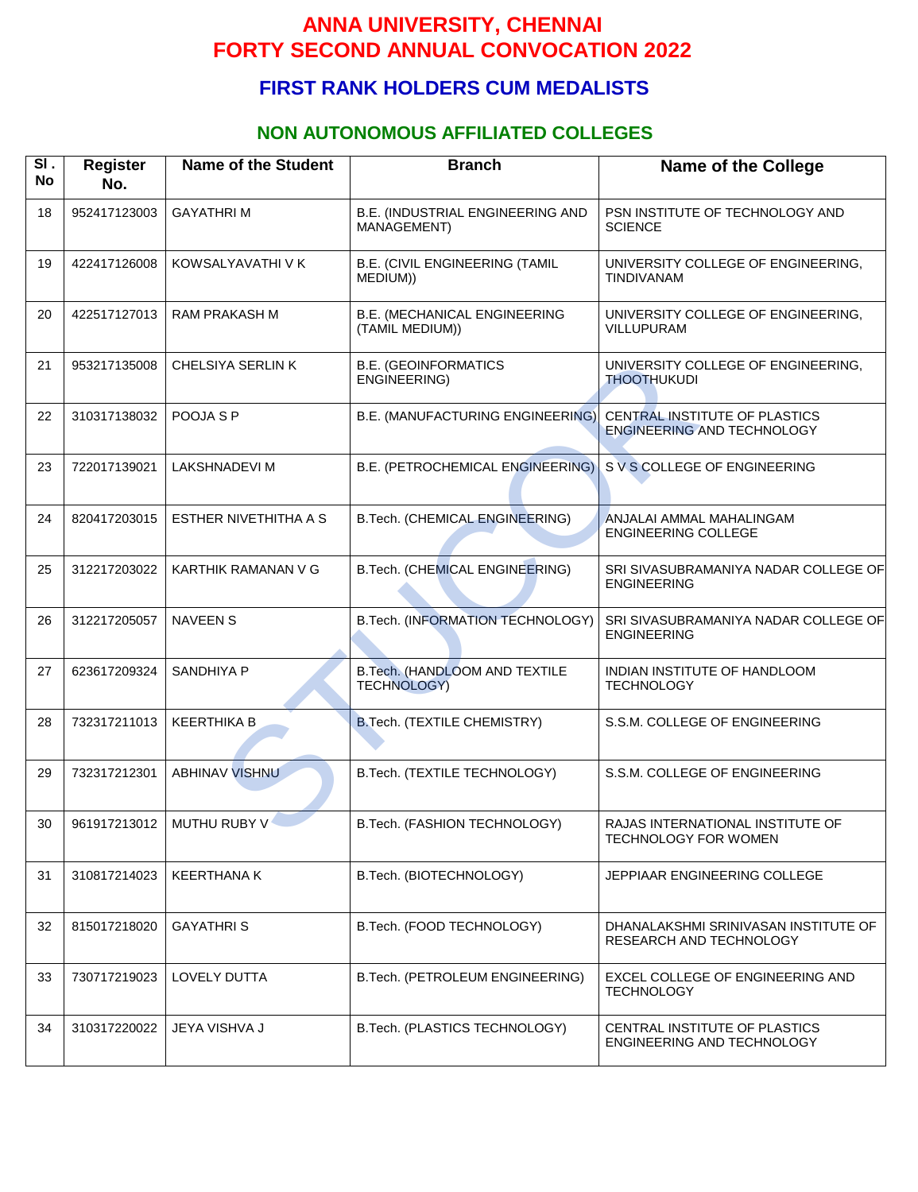# ANNA UNIVERSITY, CHENNAI
# FORTY SECOND ANNUAL CONVOCATION 2022

## FIRST RANK HOLDERS CUM MEDALISTS

### NON AUTONOMOUS AFFILIATED COLLEGES

| Sl . No | Register No. | Name of the Student | Branch | Name of the College |
|---|---|---|---|---|
| 18 | 952417123003 | GAYATHRI M | B.E. (INDUSTRIAL ENGINEERING AND MANAGEMENT) | PSN INSTITUTE OF TECHNOLOGY AND SCIENCE |
| 19 | 422417126008 | KOWSALYAVATHI V K | B.E. (CIVIL ENGINEERING (TAMIL MEDIUM)) | UNIVERSITY COLLEGE OF ENGINEERING, TINDIVANAM |
| 20 | 422517127013 | RAM PRAKASH M | B.E. (MECHANICAL ENGINEERING (TAMIL MEDIUM)) | UNIVERSITY COLLEGE OF ENGINEERING, VILLUPURAM |
| 21 | 953217135008 | CHELSIYA SERLIN K | B.E. (GEOINFORMATICS ENGINEERING) | UNIVERSITY COLLEGE OF ENGINEERING, THOOTHUKUDI |
| 22 | 310317138032 | POOJA S P | B.E. (MANUFACTURING ENGINEERING) | CENTRAL INSTITUTE OF PLASTICS ENGINEERING AND TECHNOLOGY |
| 23 | 722017139021 | LAKSHNADEVI M | B.E. (PETROCHEMICAL ENGINEERING) | S V S COLLEGE OF ENGINEERING |
| 24 | 820417203015 | ESTHER NIVETHITHA A S | B.Tech. (CHEMICAL ENGINEERING) | ANJALAI AMMAL MAHALINGAM ENGINEERING COLLEGE |
| 25 | 312217203022 | KARTHIK RAMANAN V G | B.Tech. (CHEMICAL ENGINEERING) | SRI SIVASUBRAMANIYA NADAR COLLEGE OF ENGINEERING |
| 26 | 312217205057 | NAVEEN S | B.Tech. (INFORMATION TECHNOLOGY) | SRI SIVASUBRAMANIYA NADAR COLLEGE OF ENGINEERING |
| 27 | 623617209324 | SANDHIYA P | B.Tech. (HANDLOOM AND TEXTILE TECHNOLOGY) | INDIAN INSTITUTE OF HANDLOOM TECHNOLOGY |
| 28 | 732317211013 | KEERTHIKA B | B.Tech. (TEXTILE CHEMISTRY) | S.S.M. COLLEGE OF ENGINEERING |
| 29 | 732317212301 | ABHINAV VISHNU | B.Tech. (TEXTILE TECHNOLOGY) | S.S.M. COLLEGE OF ENGINEERING |
| 30 | 961917213012 | MUTHU RUBY V | B.Tech. (FASHION TECHNOLOGY) | RAJAS INTERNATIONAL INSTITUTE OF TECHNOLOGY FOR WOMEN |
| 31 | 310817214023 | KEERTHANA K | B.Tech. (BIOTECHNOLOGY) | JEPPIAAR ENGINEERING COLLEGE |
| 32 | 815017218020 | GAYATHRI S | B.Tech. (FOOD TECHNOLOGY) | DHANALAKSHMI SRINIVASAN INSTITUTE OF RESEARCH AND TECHNOLOGY |
| 33 | 730717219023 | LOVELY DUTTA | B.Tech. (PETROLEUM ENGINEERING) | EXCEL COLLEGE OF ENGINEERING AND TECHNOLOGY |
| 34 | 310317220022 | JEYA VISHVA J | B.Tech. (PLASTICS TECHNOLOGY) | CENTRAL INSTITUTE OF PLASTICS ENGINEERING AND TECHNOLOGY |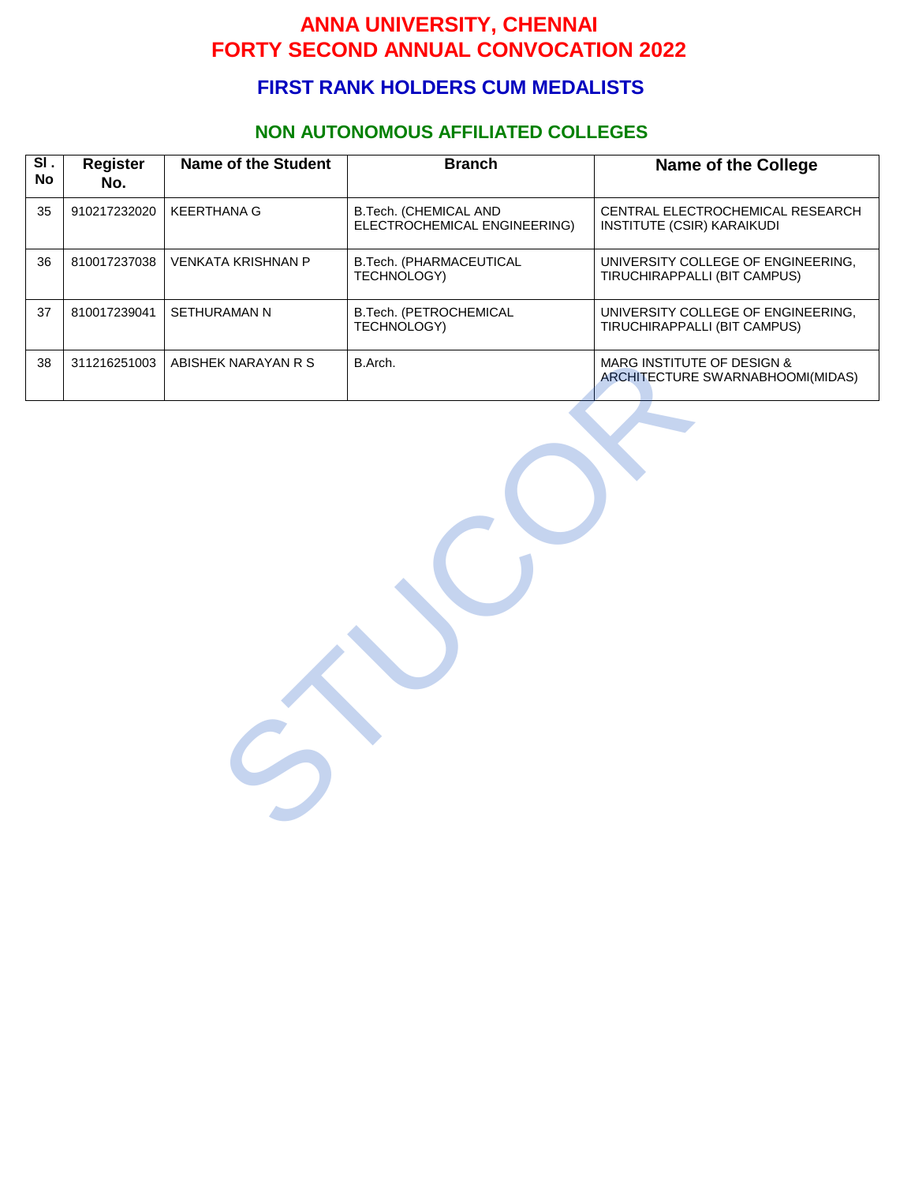# ANNA UNIVERSITY, CHENNAI
# FORTY SECOND ANNUAL CONVOCATION 2022

## FIRST RANK HOLDERS CUM MEDALISTS

### NON AUTONOMOUS AFFILIATED COLLEGES

| Sl . No | Register No. | Name of the Student | Branch | Name of the College |
|---|---|---|---|---|
| 35 | 910217232020 | KEERTHANA G | B.Tech. (CHEMICAL AND ELECTROCHEMICAL ENGINEERING) | CENTRAL ELECTROCHEMICAL RESEARCH INSTITUTE (CSIR) KARAIKUDI |
| 36 | 810017237038 | VENKATA KRISHNAN P | B.Tech. (PHARMACEUTICAL TECHNOLOGY) | UNIVERSITY COLLEGE OF ENGINEERING, TIRUCHIRAPPALLI (BIT CAMPUS) |
| 37 | 810017239041 | SETHURAMAN N | B.Tech. (PETROCHEMICAL TECHNOLOGY) | UNIVERSITY COLLEGE OF ENGINEERING, TIRUCHIRAPPALLI (BIT CAMPUS) |
| 38 | 311216251003 | ABISHEK NARAYAN R S | B.Arch. | MARG INSTITUTE OF DESIGN & ARCHITECTURE SWARNABHOOMI(MIDAS) |